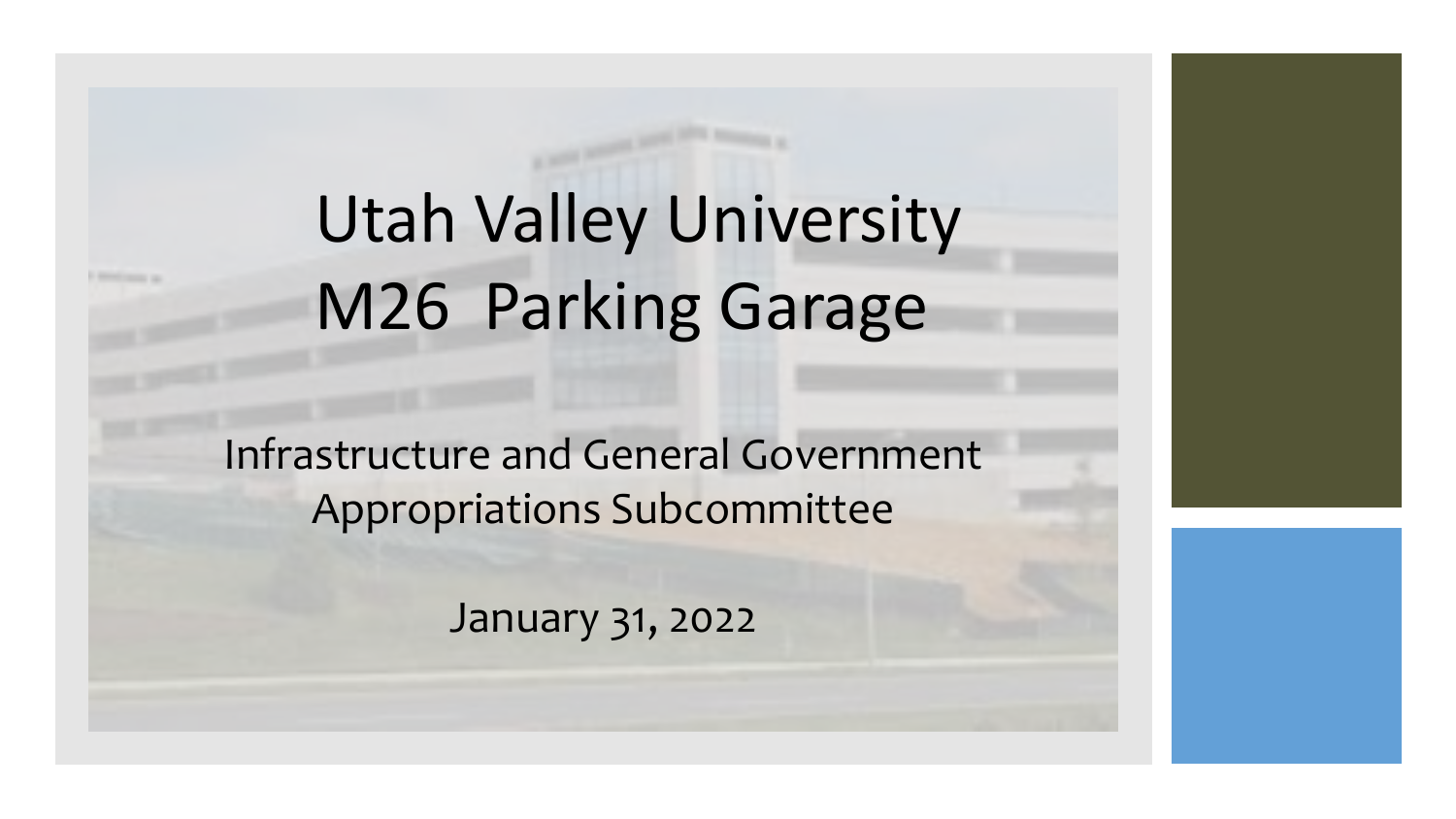# Utah Valley University M26 Parking Garage

Infrastructure and General Government Appropriations Subcommittee

January 31, 2022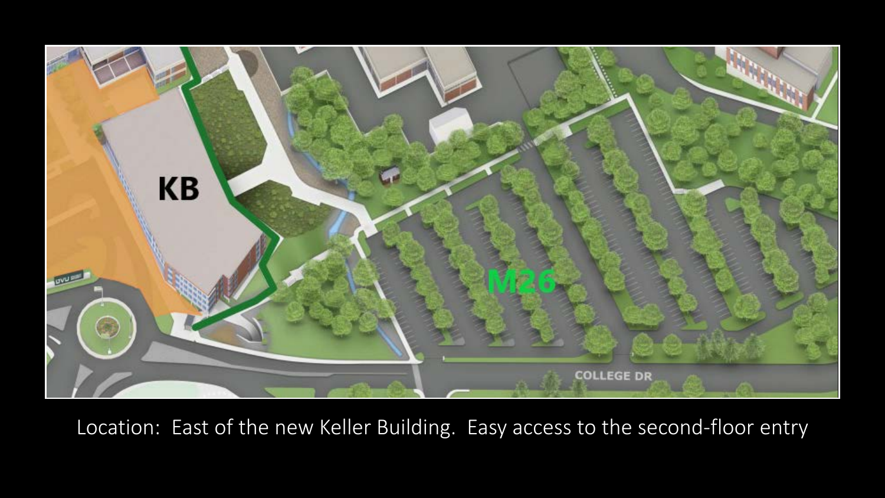Location: East of the new Keller Building. Easy access to the second-floor entry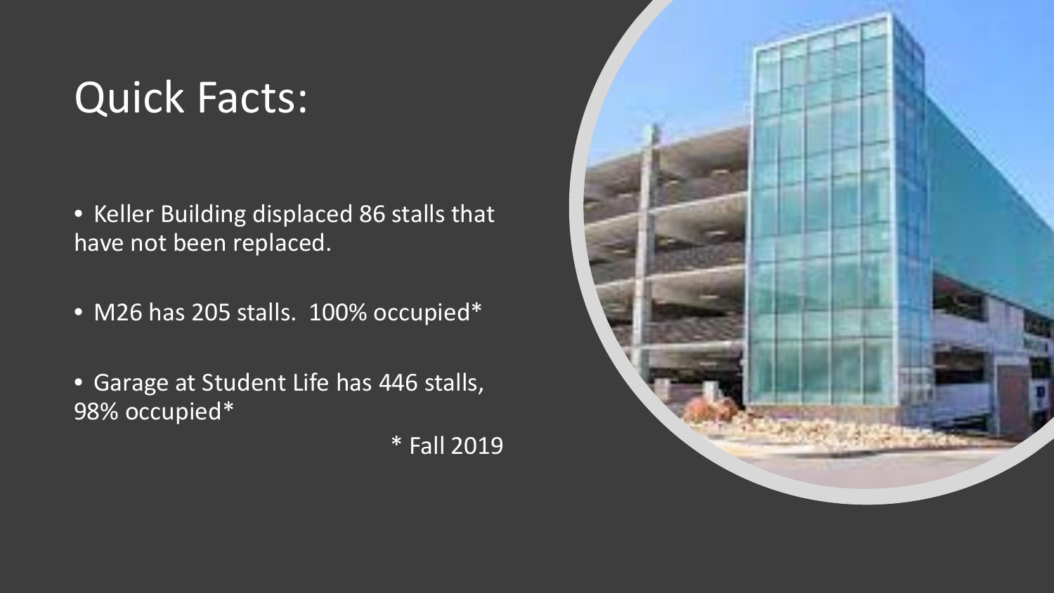# Quick Facts:

- Keller Building displaced 86 stalls that have not been replaced.
- M26 has 205 stalls. 100% occupied*
- Garage at Student Life has 446 stalls, 98% occupied*

\* Fall 2019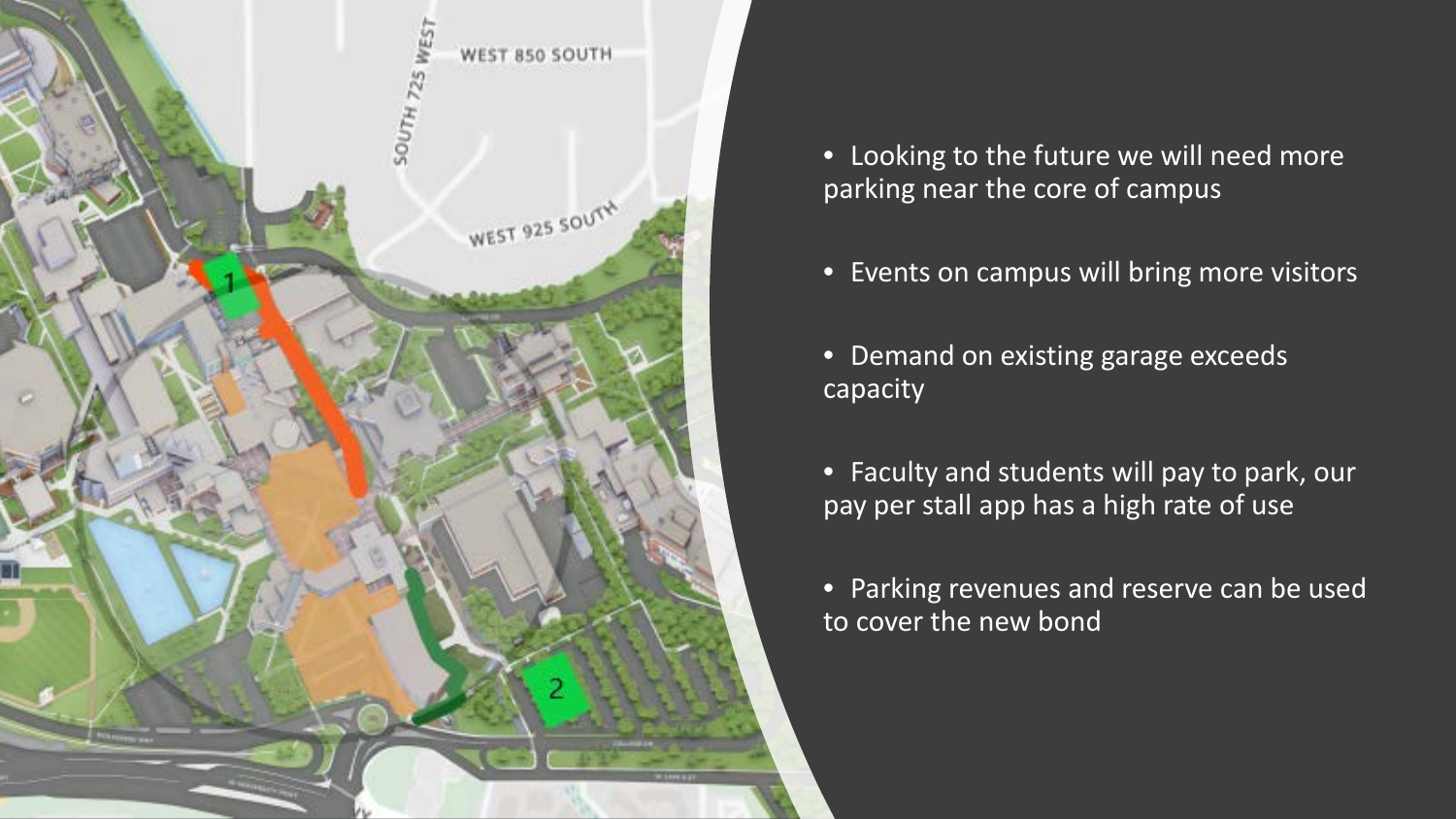- Looking to the future we will need more parking near the core of campus
- Events on campus will bring more visitors
- Demand on existing garage exceeds capacity
- Faculty and students will pay to park, our pay per stall app has a high rate of use
- Parking revenues and reserve can be used to cover the new bond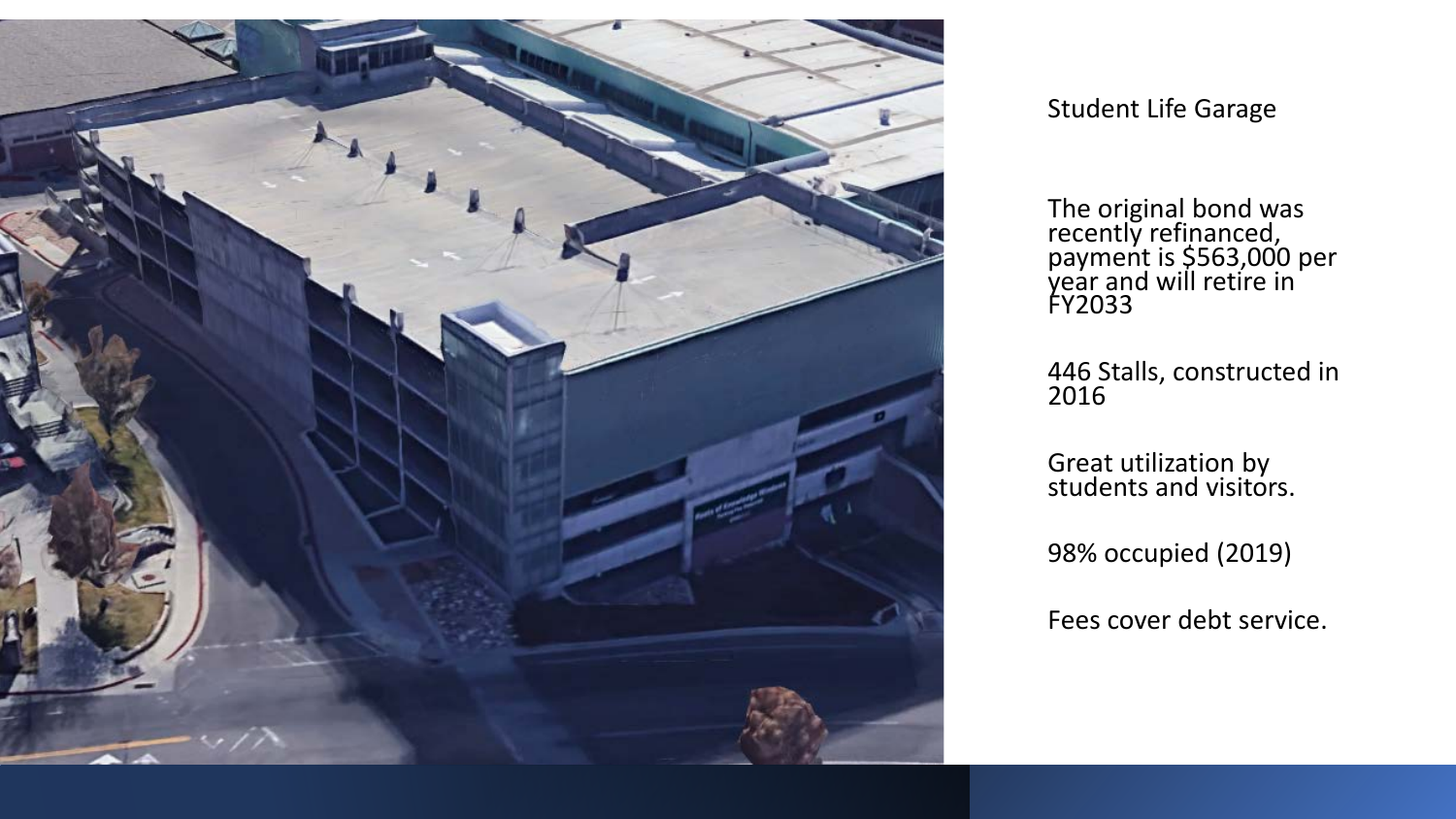## Student Life Garage

The original bond was recently refinanced, payment is $563,000 per year and will retire in FY2033

446 Stalls, constructed in 2016

Great utilization by students and visitors.

98% occupied (2019)

Fees cover debt service.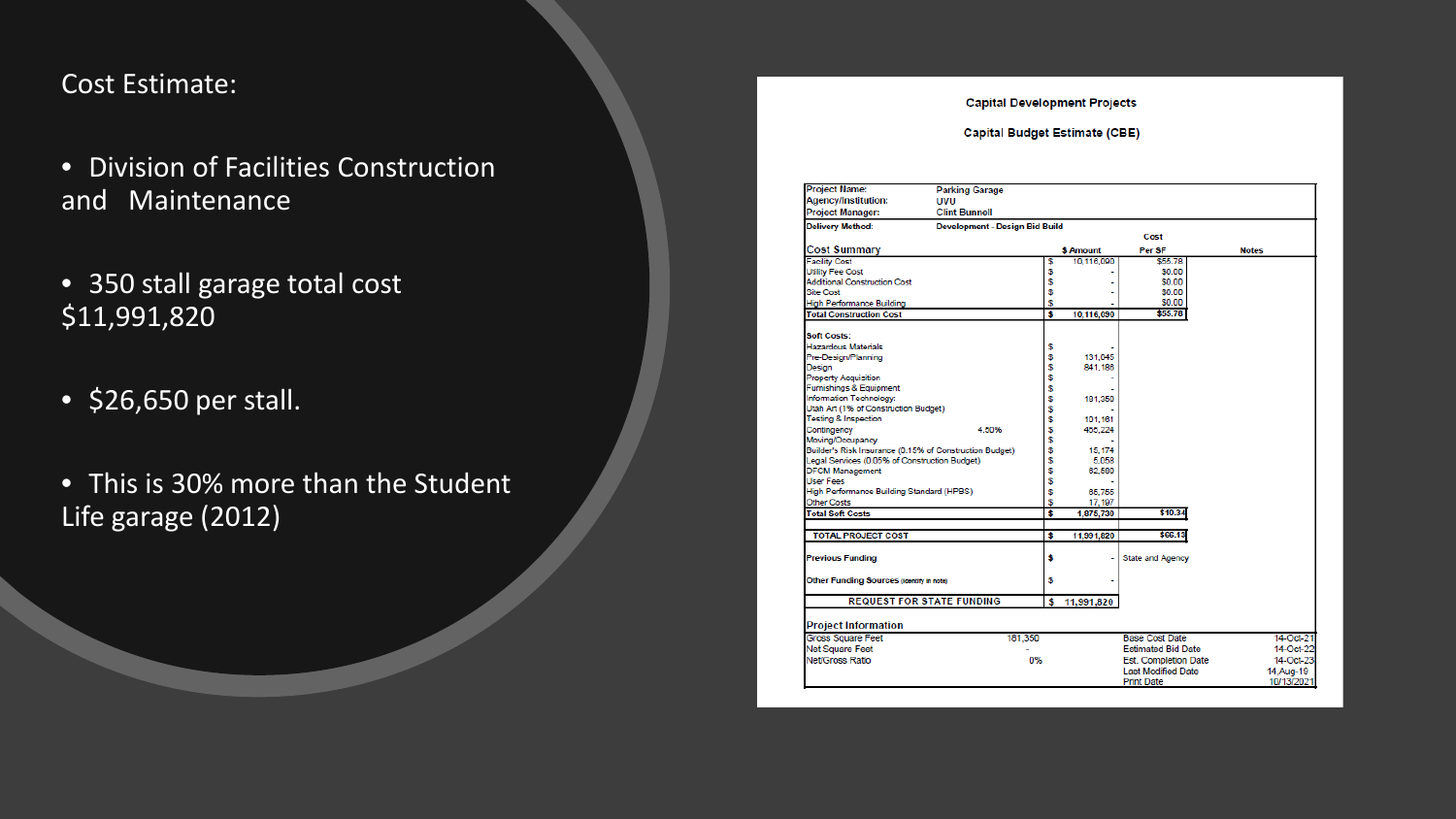## Cost Estimate:

- Division of Facilities Construction and Maintenance
- 350 stall garage total cost $11,991,820
- $26,650 per stall.
- This is 30% more than the Student Life garage (2012)

**Capital Development Projects**

**Capital Budget Estimate (CBE)**

| | | | | |
|---|---|---|---|---|
| **Project Name:** | **Parking Garage** | | | |
| **Agency/Institution:** | **UVU** | | | |
| **Project Manager:** | **Clint Bunnell** | | | |
| **Delivery Method:** | **Development - Design Bid Build** | | | |

| Cost Summary | | $ Amount | Cost Per SF | Notes |
|---|---|---|---|---|
| Facility Cost | | $ 10,116,090 | $55.78 | |
| Utility Fee Cost | | $ - | $0.00 | |
| Additional Construction Cost | | $ - | $0.00 | |
| Site Cost | | $ - | $0.00 | |
| High Performance Building | | $ - | $0.00 | |
| **Total Construction Cost** | | **$ 10,116,090** | **$55.78** | |
| **Soft Costs:** | | | | |
| Hazardous Materials | | $ - | | |
| Pre-Design/Planning | | $ 131,045 | | |
| Design | | $ 841,186 | | |
| Property Acquisition | | $ - | | |
| Furnishings & Equipment | | $ - | | |
| Information Technology: | | $ 181,350 | | |
| Utah Art (1% of Construction Budget) | | $ - | | |
| Testing & Inspection | | $ 101,161 | | |
| Contingency | 4.50% | $ 455,224 | | |
| Moving/Occupancy | | $ - | | |
| Builder's Risk Insurance (0.15% of Construction Budget) | | $ 15,174 | | |
| Legal Services (0.05% of Construction Budget) | | $ 5,058 | | |
| DFCM Management | | $ 82,580 | | |
| User Fees | | $ - | | |
| High Performance Building Standard (HPBS) | | $ 86,755 | | |
| Other Costs | | $ 17,197 | | |
| **Total Soft Costs** | | **$ 1,875,730** | **$10.34** | |
| **TOTAL PROJECT COST** | | **$ 11,991,820** | **$66.13** | |
| **Previous Funding** | | $ - | | State and Agency |
| **Other Funding Sources** (identify in note) | | $ - | | |
| **REQUEST FOR STATE FUNDING** | | **$ 11,991,820** | | |

**Project Information**

| | | | |
|---|---|---|---|
| Gross Square Feet | 181,350 | Base Cost Date | 14-Oct-21 |
| Net Square Feet | - | Estimated Bid Date | 14-Oct-22 |
| Net/Gross Ratio | 0% | Est. Completion Date | 14-Oct-23 |
| | | Last Modified Date | 14-Aug-19 |
| | | Print Date | 10/13/2021 |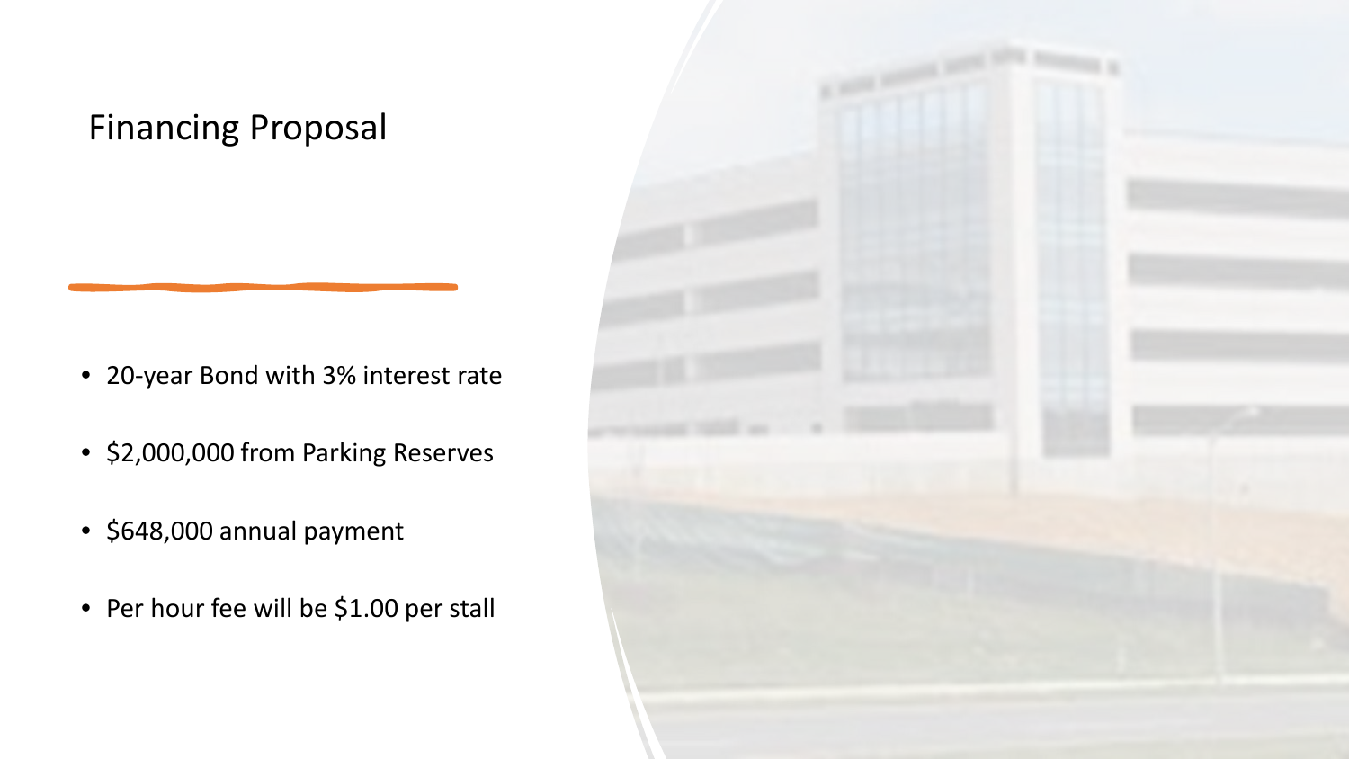# Financing Proposal

- 20-year Bond with 3% interest rate
- $2,000,000 from Parking Reserves
- $648,000 annual payment
- Per hour fee will be $1.00 per stall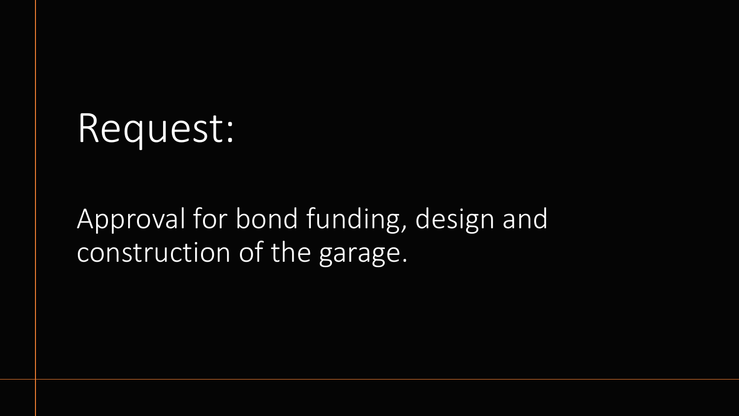# Request:

Approval for bond funding, design and construction of the garage.